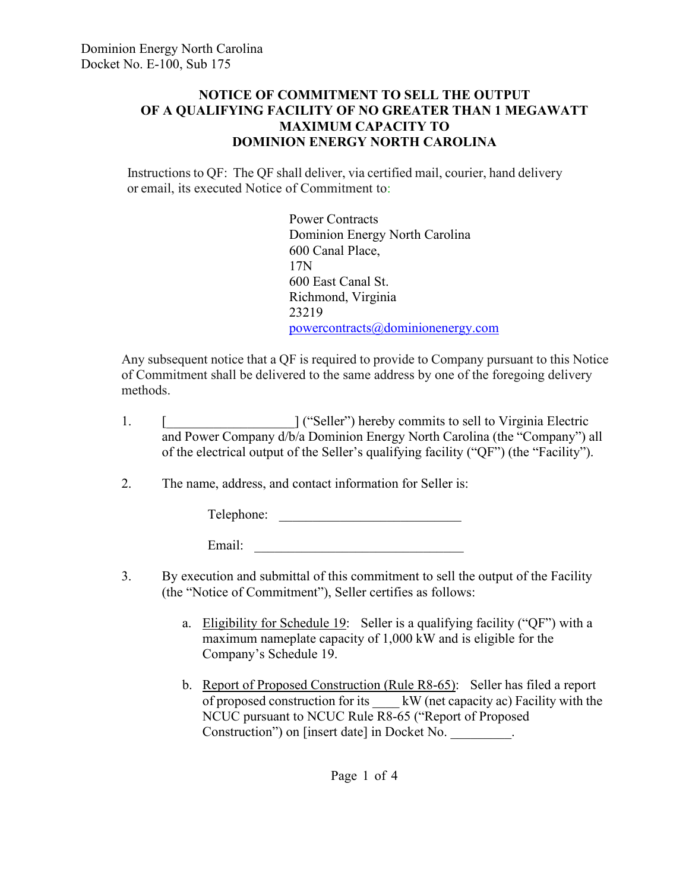Dominion Energy North Carolina
Docket No. E-100, Sub 175

# NOTICE OF COMMITMENT TO SELL THE OUTPUT OF A QUALIFYING FACILITY OF NO GREATER THAN 1 MEGAWATT MAXIMUM CAPACITY TO DOMINION ENERGY NORTH CAROLINA

Instructions to QF: The QF shall deliver, via certified mail, courier, hand delivery or email, its executed Notice of Commitment to:

Power Contracts
Dominion Energy North Carolina
600 Canal Place,
17N
600 East Canal St.
Richmond, Virginia
23219
powercontracts@dominionenergy.com

Any subsequent notice that a QF is required to provide to Company pursuant to this Notice of Commitment shall be delivered to the same address by one of the foregoing delivery methods.

1. [__________________] ("Seller") hereby commits to sell to Virginia Electric and Power Company d/b/a Dominion Energy North Carolina (the "Company") all of the electrical output of the Seller's qualifying facility ("QF") (the "Facility").

2. The name, address, and contact information for Seller is:

   Telephone: ___________________________

   Email: _______________________________

3. By execution and submittal of this commitment to sell the output of the Facility (the "Notice of Commitment"), Seller certifies as follows:

   a. Eligibility for Schedule 19: Seller is a qualifying facility ("QF") with a maximum nameplate capacity of 1,000 kW and is eligible for the Company's Schedule 19.

   b. Report of Proposed Construction (Rule R8-65): Seller has filed a report of proposed construction for its ____ kW (net capacity ac) Facility with the NCUC pursuant to NCUC Rule R8-65 ("Report of Proposed Construction") on [insert date] in Docket No. _________.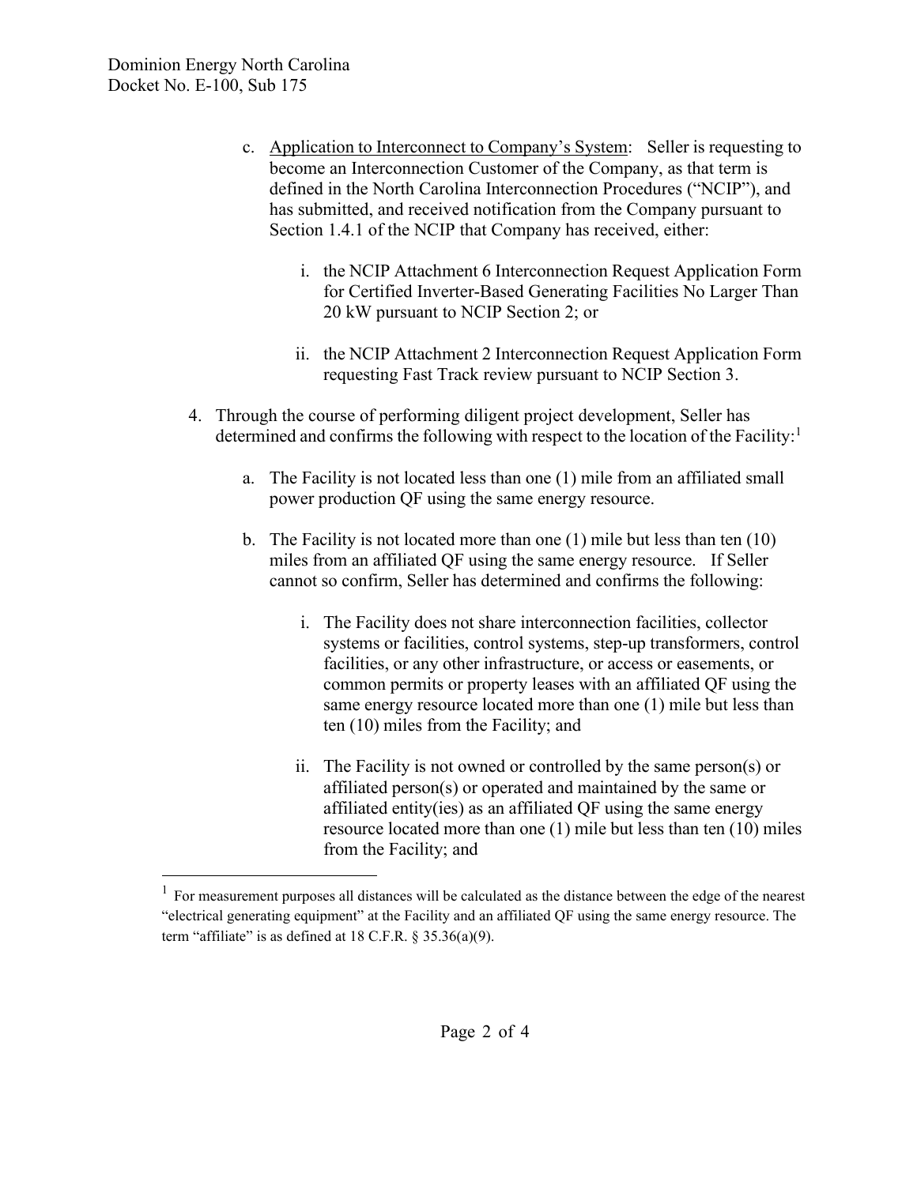c. Application to Interconnect to Company's System: Seller is requesting to become an Interconnection Customer of the Company, as that term is defined in the North Carolina Interconnection Procedures ("NCIP"), and has submitted, and received notification from the Company pursuant to Section 1.4.1 of the NCIP that Company has received, either:

   i. the NCIP Attachment 6 Interconnection Request Application Form for Certified Inverter-Based Generating Facilities No Larger Than 20 kW pursuant to NCIP Section 2; or

   ii. the NCIP Attachment 2 Interconnection Request Application Form requesting Fast Track review pursuant to NCIP Section 3.

4. Through the course of performing diligent project development, Seller has determined and confirms the following with respect to the location of the Facility:[1]

   a. The Facility is not located less than one (1) mile from an affiliated small power production QF using the same energy resource.

   b. The Facility is not located more than one (1) mile but less than ten (10) miles from an affiliated QF using the same energy resource. If Seller cannot so confirm, Seller has determined and confirms the following:

      i. The Facility does not share interconnection facilities, collector systems or facilities, control systems, step-up transformers, control facilities, or any other infrastructure, or access or easements, or common permits or property leases with an affiliated QF using the same energy resource located more than one (1) mile but less than ten (10) miles from the Facility; and

      ii. The Facility is not owned or controlled by the same person(s) or affiliated person(s) or operated and maintained by the same or affiliated entity(ies) as an affiliated QF using the same energy resource located more than one (1) mile but less than ten (10) miles from the Facility; and

---

[1] For measurement purposes all distances will be calculated as the distance between the edge of the nearest "electrical generating equipment" at the Facility and an affiliated QF using the same energy resource. The term "affiliate" is as defined at 18 C.F.R. § 35.36(a)(9).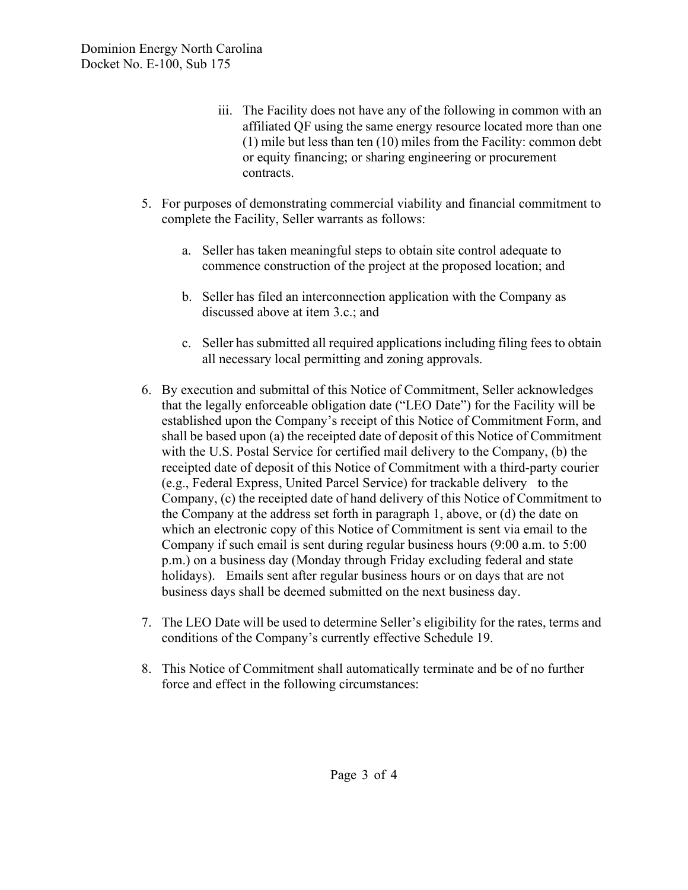iii. The Facility does not have any of the following in common with an affiliated QF using the same energy resource located more than one (1) mile but less than ten (10) miles from the Facility: common debt or equity financing; or sharing engineering or procurement contracts.

5. For purposes of demonstrating commercial viability and financial commitment to complete the Facility, Seller warrants as follows:

   a. Seller has taken meaningful steps to obtain site control adequate to commence construction of the project at the proposed location; and

   b. Seller has filed an interconnection application with the Company as discussed above at item 3.c.; and

   c. Seller has submitted all required applications including filing fees to obtain all necessary local permitting and zoning approvals.

6. By execution and submittal of this Notice of Commitment, Seller acknowledges that the legally enforceable obligation date ("LEO Date") for the Facility will be established upon the Company's receipt of this Notice of Commitment Form, and shall be based upon (a) the receipted date of deposit of this Notice of Commitment with the U.S. Postal Service for certified mail delivery to the Company, (b) the receipted date of deposit of this Notice of Commitment with a third-party courier (e.g., Federal Express, United Parcel Service) for trackable delivery to the Company, (c) the receipted date of hand delivery of this Notice of Commitment to the Company at the address set forth in paragraph 1, above, or (d) the date on which an electronic copy of this Notice of Commitment is sent via email to the Company if such email is sent during regular business hours (9:00 a.m. to 5:00 p.m.) on a business day (Monday through Friday excluding federal and state holidays). Emails sent after regular business hours or on days that are not business days shall be deemed submitted on the next business day.

7. The LEO Date will be used to determine Seller's eligibility for the rates, terms and conditions of the Company's currently effective Schedule 19.

8. This Notice of Commitment shall automatically terminate and be of no further force and effect in the following circumstances: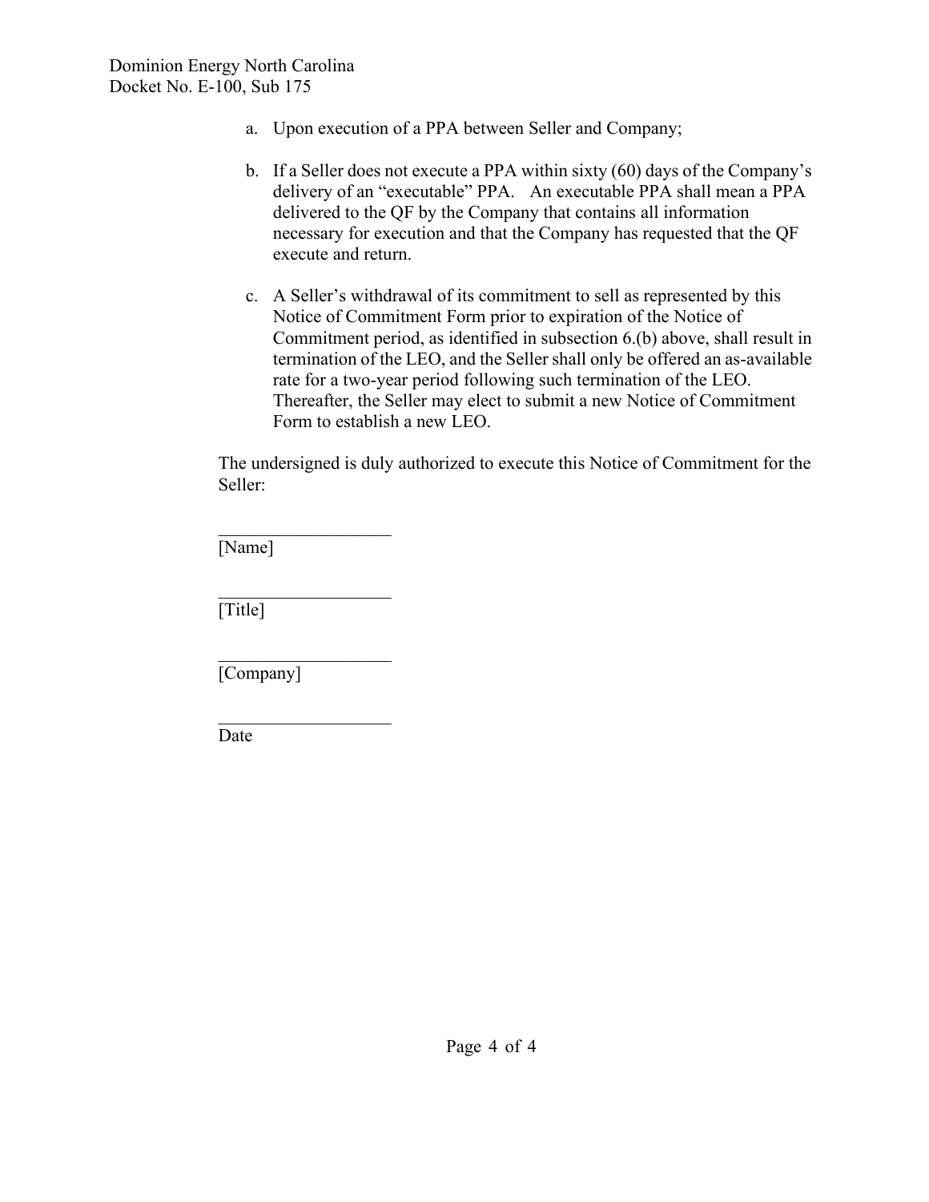a. Upon execution of a PPA between Seller and Company;

b. If a Seller does not execute a PPA within sixty (60) days of the Company's delivery of an "executable" PPA. An executable PPA shall mean a PPA delivered to the QF by the Company that contains all information necessary for execution and that the Company has requested that the QF execute and return.

c. A Seller's withdrawal of its commitment to sell as represented by this Notice of Commitment Form prior to expiration of the Notice of Commitment period, as identified in subsection 6.(b) above, shall result in termination of the LEO, and the Seller shall only be offered an as-available rate for a two-year period following such termination of the LEO. Thereafter, the Seller may elect to submit a new Notice of Commitment Form to establish a new LEO.

The undersigned is duly authorized to execute this Notice of Commitment for the Seller:

\_\_\_\_\_\_\_\_\_\_\_\_\_\_\_\_\_\_\_

[Name]

\_\_\_\_\_\_\_\_\_\_\_\_\_\_\_\_\_\_\_

[Title]

\_\_\_\_\_\_\_\_\_\_\_\_\_\_\_\_\_\_\_

[Company]

\_\_\_\_\_\_\_\_\_\_\_\_\_\_\_\_\_\_\_

Date